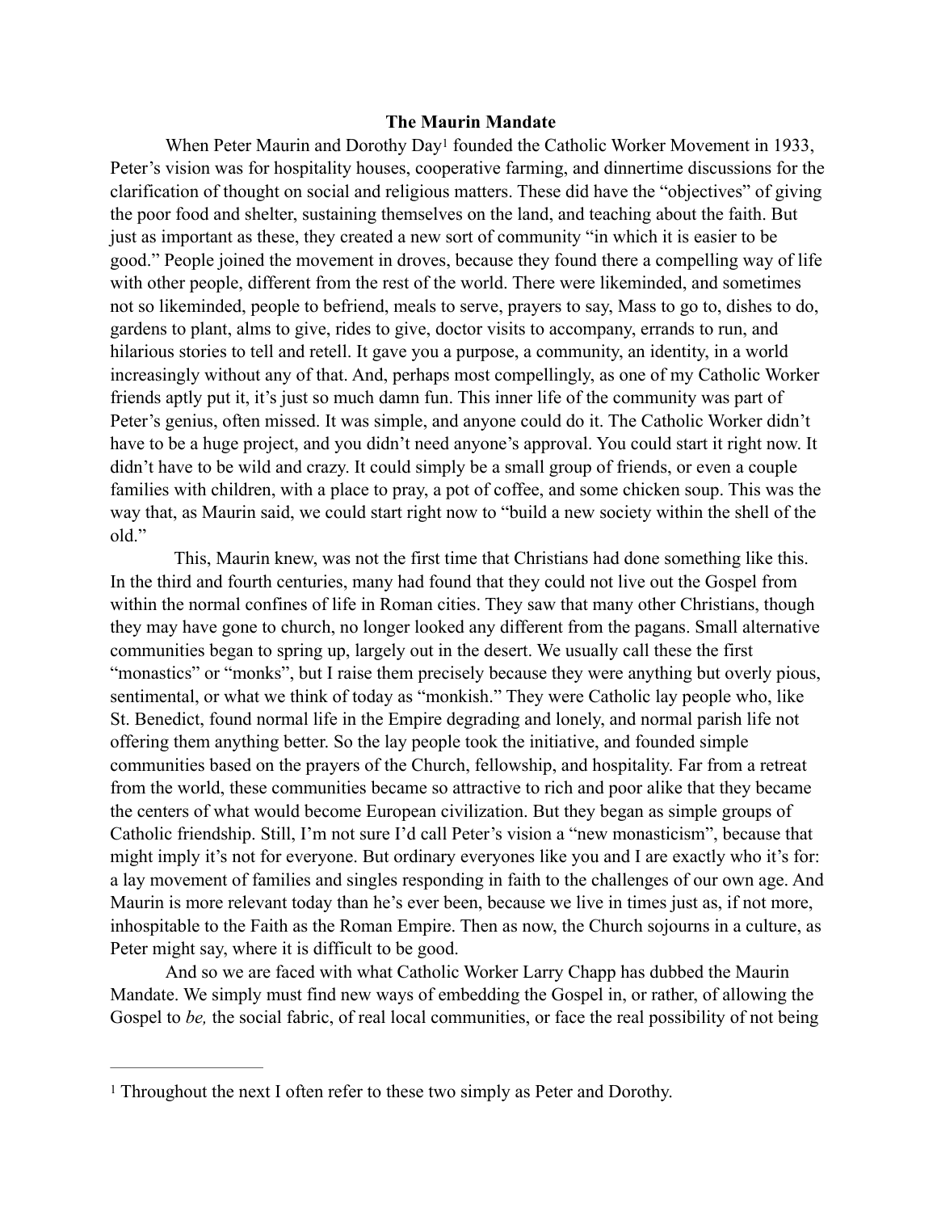**The Maurin Mandate**

When Peter Maurin and Dorothy Day[1] founded the Catholic Worker Movement in 1933, Peter's vision was for hospitality houses, cooperative farming, and dinnertime discussions for the clarification of thought on social and religious matters. These did have the "objectives" of giving the poor food and shelter, sustaining themselves on the land, and teaching about the faith. But just as important as these, they created a new sort of community "in which it is easier to be good." People joined the movement in droves, because they found there a compelling way of life with other people, different from the rest of the world. There were likeminded, and sometimes not so likeminded, people to befriend, meals to serve, prayers to say, Mass to go to, dishes to do, gardens to plant, alms to give, rides to give, doctor visits to accompany, errands to run, and hilarious stories to tell and retell. It gave you a purpose, a community, an identity, in a world increasingly without any of that. And, perhaps most compellingly, as one of my Catholic Worker friends aptly put it, it's just so much damn fun. This inner life of the community was part of Peter's genius, often missed. It was simple, and anyone could do it. The Catholic Worker didn't have to be a huge project, and you didn't need anyone's approval. You could start it right now. It didn't have to be wild and crazy. It could simply be a small group of friends, or even a couple families with children, with a place to pray, a pot of coffee, and some chicken soup. This was the way that, as Maurin said, we could start right now to "build a new society within the shell of the old."

This, Maurin knew, was not the first time that Christians had done something like this. In the third and fourth centuries, many had found that they could not live out the Gospel from within the normal confines of life in Roman cities. They saw that many other Christians, though they may have gone to church, no longer looked any different from the pagans. Small alternative communities began to spring up, largely out in the desert. We usually call these the first "monastics" or "monks", but I raise them precisely because they were anything but overly pious, sentimental, or what we think of today as "monkish." They were Catholic lay people who, like St. Benedict, found normal life in the Empire degrading and lonely, and normal parish life not offering them anything better. So the lay people took the initiative, and founded simple communities based on the prayers of the Church, fellowship, and hospitality. Far from a retreat from the world, these communities became so attractive to rich and poor alike that they became the centers of what would become European civilization. But they began as simple groups of Catholic friendship. Still, I'm not sure I'd call Peter's vision a "new monasticism", because that might imply it's not for everyone. But ordinary everyones like you and I are exactly who it's for: a lay movement of families and singles responding in faith to the challenges of our own age. And Maurin is more relevant today than he's ever been, because we live in times just as, if not more, inhospitable to the Faith as the Roman Empire. Then as now, the Church sojourns in a culture, as Peter might say, where it is difficult to be good.

And so we are faced with what Catholic Worker Larry Chapp has dubbed the Maurin Mandate. We simply must find new ways of embedding the Gospel in, or rather, of allowing the Gospel to *be,* the social fabric, of real local communities, or face the real possibility of not being

---

[1] Throughout the next I often refer to these two simply as Peter and Dorothy.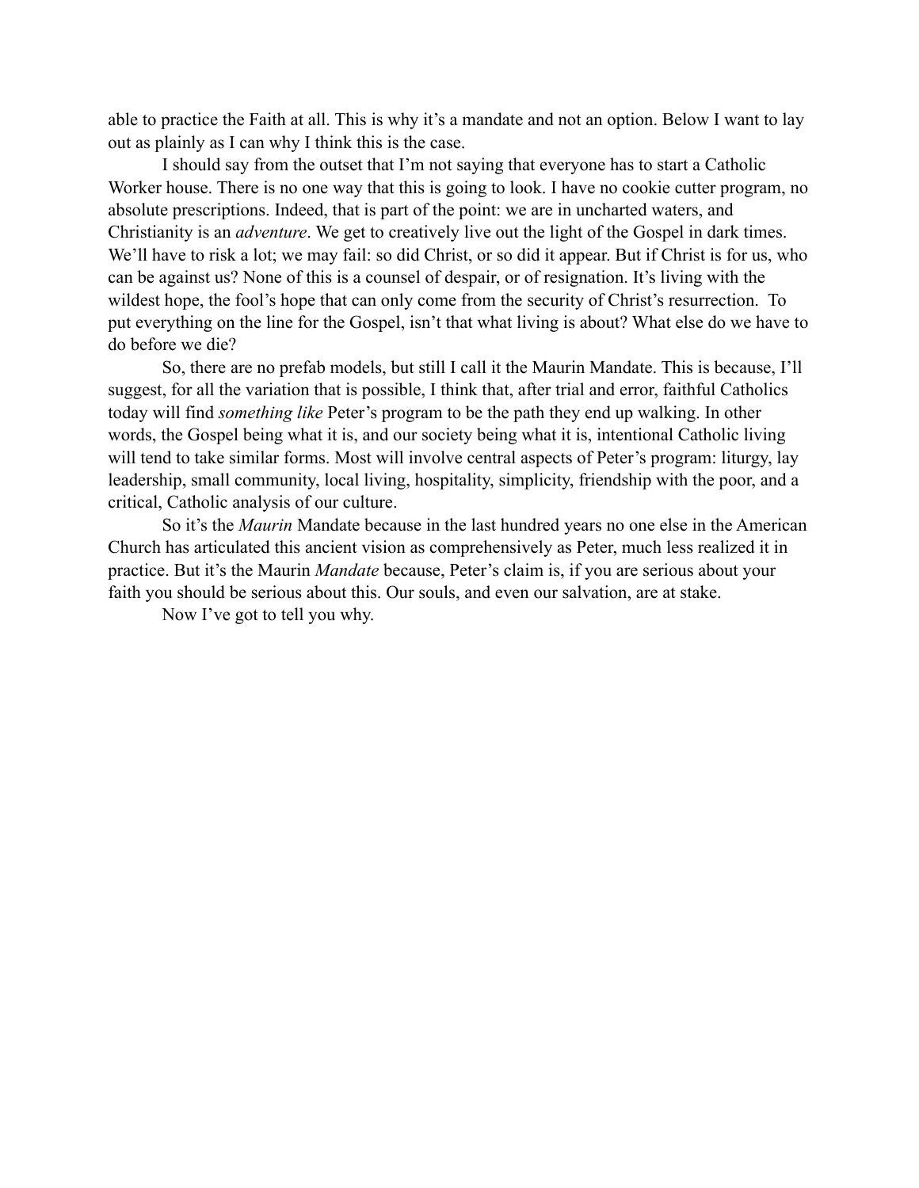able to practice the Faith at all. This is why it's a mandate and not an option. Below I want to lay out as plainly as I can why I think this is the case.

I should say from the outset that I'm not saying that everyone has to start a Catholic Worker house. There is no one way that this is going to look. I have no cookie cutter program, no absolute prescriptions. Indeed, that is part of the point: we are in uncharted waters, and Christianity is an *adventure*. We get to creatively live out the light of the Gospel in dark times. We'll have to risk a lot; we may fail: so did Christ, or so did it appear. But if Christ is for us, who can be against us? None of this is a counsel of despair, or of resignation. It's living with the wildest hope, the fool's hope that can only come from the security of Christ's resurrection. To put everything on the line for the Gospel, isn't that what living is about? What else do we have to do before we die?

So, there are no prefab models, but still I call it the Maurin Mandate. This is because, I'll suggest, for all the variation that is possible, I think that, after trial and error, faithful Catholics today will find *something like* Peter's program to be the path they end up walking. In other words, the Gospel being what it is, and our society being what it is, intentional Catholic living will tend to take similar forms. Most will involve central aspects of Peter's program: liturgy, lay leadership, small community, local living, hospitality, simplicity, friendship with the poor, and a critical, Catholic analysis of our culture.

So it's the *Maurin* Mandate because in the last hundred years no one else in the American Church has articulated this ancient vision as comprehensively as Peter, much less realized it in practice. But it's the Maurin *Mandate* because, Peter's claim is, if you are serious about your faith you should be serious about this. Our souls, and even our salvation, are at stake.

Now I've got to tell you why.